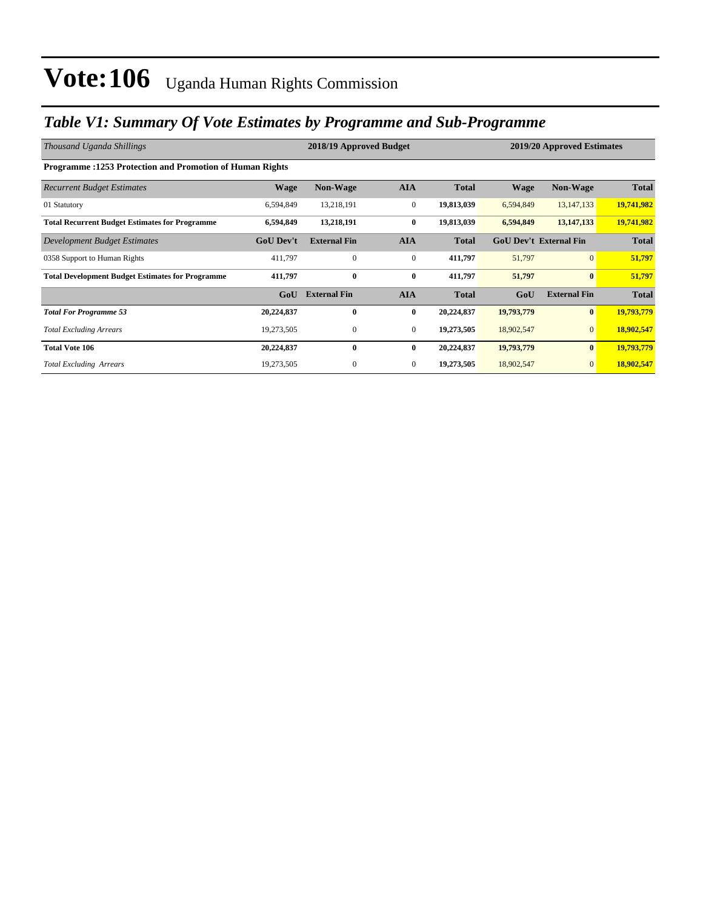# Vote:106 Uganda Human Rights Commission

## *Table V1: Summary Of Vote Estimates by Programme and Sub-Programme*

| *Thousand Uganda Shillings* | 2018/19 Approved Budget | | | | 2019/20 Approved Estimates | | |
|---|---|---|---|---|---|---|---|
| **Programme :1253 Protection and Promotion of Human Rights** | | | | | | | |
| *Recurrent Budget Estimates* | **Wage** | **Non-Wage** | **AIA** | **Total** | **Wage** | **Non-Wage** | **Total** |
| 01 Statutory | 6,594,849 | 13,218,191 | 0 | **19,813,039** | 6,594,849 | 13,147,133 | **19,741,982** |
| **Total Recurrent Budget Estimates for Programme** | **6,594,849** | **13,218,191** | **0** | **19,813,039** | **6,594,849** | **13,147,133** | **19,741,982** |
| *Development Budget Estimates* | **GoU Dev't** | **External Fin** | **AIA** | **Total** | **GoU Dev't** | **External Fin** | **Total** |
| 0358 Support to Human Rights | 411,797 | 0 | 0 | **411,797** | 51,797 | 0 | **51,797** |
| **Total Development Budget Estimates for Programme** | **411,797** | **0** | **0** | **411,797** | **51,797** | **0** | **51,797** |
| | **GoU** | **External Fin** | **AIA** | **Total** | **GoU** | **External Fin** | **Total** |
| ***Total For Programme 53*** | **20,224,837** | **0** | **0** | **20,224,837** | **19,793,779** | **0** | **19,793,779** |
| *Total Excluding Arrears* | 19,273,505 | 0 | 0 | **19,273,505** | 18,902,547 | 0 | **18,902,547** |
| **Total Vote 106** | **20,224,837** | **0** | **0** | **20,224,837** | **19,793,779** | **0** | **19,793,779** |
| *Total Excluding Arrears* | 19,273,505 | 0 | 0 | **19,273,505** | 18,902,547 | 0 | **18,902,547** |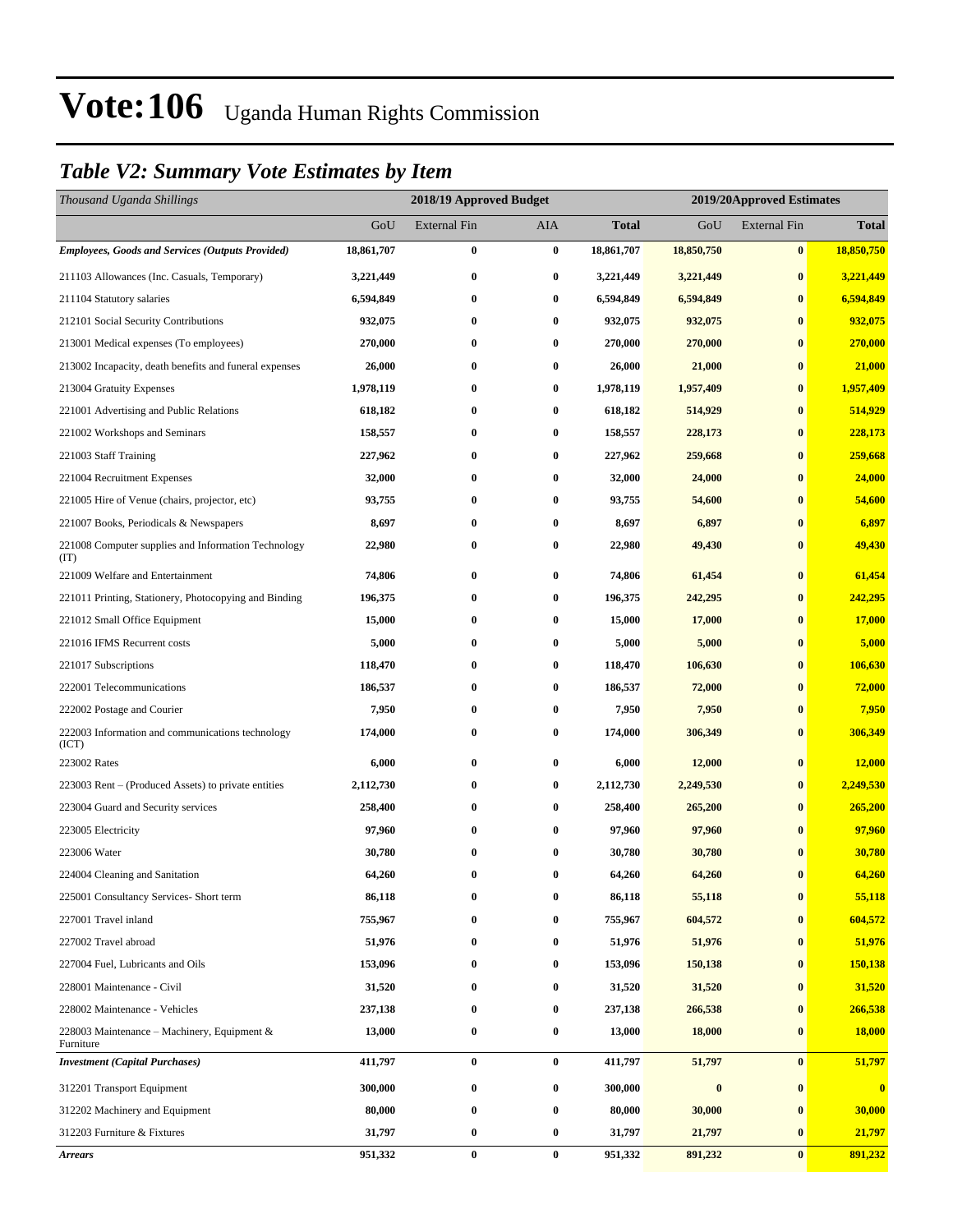# Vote:106 Uganda Human Rights Commission

## *Table V2: Summary Vote Estimates by Item*

| *Thousand Uganda Shillings* | 2018/19 Approved Budget | | | | 2019/20Approved Estimates | | |
|---|---|---|---|---|---|---|---|
| | GoU | External Fin | AIA | **Total** | GoU | External Fin | **Total** |
| ***Employees, Goods and Services (Outputs Provided)*** | **18,861,707** | **0** | **0** | **18,861,707** | **18,850,750** | **0** | **18,850,750** |
| 211103 Allowances (Inc. Casuals, Temporary) | **3,221,449** | **0** | **0** | **3,221,449** | **3,221,449** | **0** | **3,221,449** |
| 211104 Statutory salaries | **6,594,849** | **0** | **0** | **6,594,849** | **6,594,849** | **0** | **6,594,849** |
| 212101 Social Security Contributions | **932,075** | **0** | **0** | **932,075** | **932,075** | **0** | **932,075** |
| 213001 Medical expenses (To employees) | **270,000** | **0** | **0** | **270,000** | **270,000** | **0** | **270,000** |
| 213002 Incapacity, death benefits and funeral expenses | **26,000** | **0** | **0** | **26,000** | **21,000** | **0** | **21,000** |
| 213004 Gratuity Expenses | **1,978,119** | **0** | **0** | **1,978,119** | **1,957,409** | **0** | **1,957,409** |
| 221001 Advertising and Public Relations | **618,182** | **0** | **0** | **618,182** | **514,929** | **0** | **514,929** |
| 221002 Workshops and Seminars | **158,557** | **0** | **0** | **158,557** | **228,173** | **0** | **228,173** |
| 221003 Staff Training | **227,962** | **0** | **0** | **227,962** | **259,668** | **0** | **259,668** |
| 221004 Recruitment Expenses | **32,000** | **0** | **0** | **32,000** | **24,000** | **0** | **24,000** |
| 221005 Hire of Venue (chairs, projector, etc) | **93,755** | **0** | **0** | **93,755** | **54,600** | **0** | **54,600** |
| 221007 Books, Periodicals & Newspapers | **8,697** | **0** | **0** | **8,697** | **6,897** | **0** | **6,897** |
| 221008 Computer supplies and Information Technology (IT) | **22,980** | **0** | **0** | **22,980** | **49,430** | **0** | **49,430** |
| 221009 Welfare and Entertainment | **74,806** | **0** | **0** | **74,806** | **61,454** | **0** | **61,454** |
| 221011 Printing, Stationery, Photocopying and Binding | **196,375** | **0** | **0** | **196,375** | **242,295** | **0** | **242,295** |
| 221012 Small Office Equipment | **15,000** | **0** | **0** | **15,000** | **17,000** | **0** | **17,000** |
| 221016 IFMS Recurrent costs | **5,000** | **0** | **0** | **5,000** | **5,000** | **0** | **5,000** |
| 221017 Subscriptions | **118,470** | **0** | **0** | **118,470** | **106,630** | **0** | **106,630** |
| 222001 Telecommunications | **186,537** | **0** | **0** | **186,537** | **72,000** | **0** | **72,000** |
| 222002 Postage and Courier | **7,950** | **0** | **0** | **7,950** | **7,950** | **0** | **7,950** |
| 222003 Information and communications technology (ICT) | **174,000** | **0** | **0** | **174,000** | **306,349** | **0** | **306,349** |
| 223002 Rates | **6,000** | **0** | **0** | **6,000** | **12,000** | **0** | **12,000** |
| 223003 Rent – (Produced Assets) to private entities | **2,112,730** | **0** | **0** | **2,112,730** | **2,249,530** | **0** | **2,249,530** |
| 223004 Guard and Security services | **258,400** | **0** | **0** | **258,400** | **265,200** | **0** | **265,200** |
| 223005 Electricity | **97,960** | **0** | **0** | **97,960** | **97,960** | **0** | **97,960** |
| 223006 Water | **30,780** | **0** | **0** | **30,780** | **30,780** | **0** | **30,780** |
| 224004 Cleaning and Sanitation | **64,260** | **0** | **0** | **64,260** | **64,260** | **0** | **64,260** |
| 225001 Consultancy Services- Short term | **86,118** | **0** | **0** | **86,118** | **55,118** | **0** | **55,118** |
| 227001 Travel inland | **755,967** | **0** | **0** | **755,967** | **604,572** | **0** | **604,572** |
| 227002 Travel abroad | **51,976** | **0** | **0** | **51,976** | **51,976** | **0** | **51,976** |
| 227004 Fuel, Lubricants and Oils | **153,096** | **0** | **0** | **153,096** | **150,138** | **0** | **150,138** |
| 228001 Maintenance - Civil | **31,520** | **0** | **0** | **31,520** | **31,520** | **0** | **31,520** |
| 228002 Maintenance - Vehicles | **237,138** | **0** | **0** | **237,138** | **266,538** | **0** | **266,538** |
| 228003 Maintenance – Machinery, Equipment & Furniture | **13,000** | **0** | **0** | **13,000** | **18,000** | **0** | **18,000** |
| ***Investment (Capital Purchases)*** | **411,797** | **0** | **0** | **411,797** | **51,797** | **0** | **51,797** |
| 312201 Transport Equipment | **300,000** | **0** | **0** | **300,000** | **0** | **0** | **0** |
| 312202 Machinery and Equipment | **80,000** | **0** | **0** | **80,000** | **30,000** | **0** | **30,000** |
| 312203 Furniture & Fixtures | **31,797** | **0** | **0** | **31,797** | **21,797** | **0** | **21,797** |
| ***Arrears*** | **951,332** | **0** | **0** | **951,332** | **891,232** | **0** | **891,232** |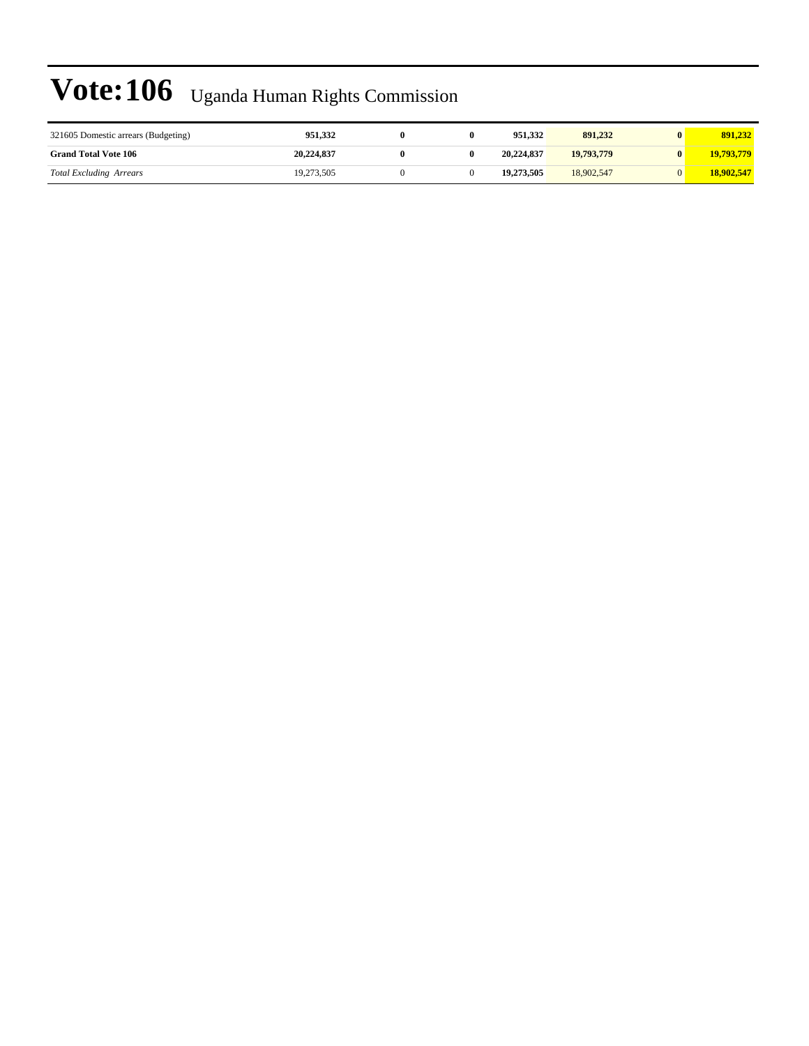# Vote:106 Uganda Human Rights Commission

| | | | | | | | |
|---|---|---|---|---|---|---|---|
| 321605 Domestic arrears (Budgeting) | **951,332** | **0** | **0** | **951,332** | **891,232** | **0** | **891,232** |
| **Grand Total Vote 106** | **20,224,837** | **0** | **0** | **20,224,837** | **19,793,779** | **0** | **19,793,779** |
| *Total Excluding Arrears* | 19,273,505 | 0 | 0 | **19,273,505** | 18,902,547 | 0 | **18,902,547** |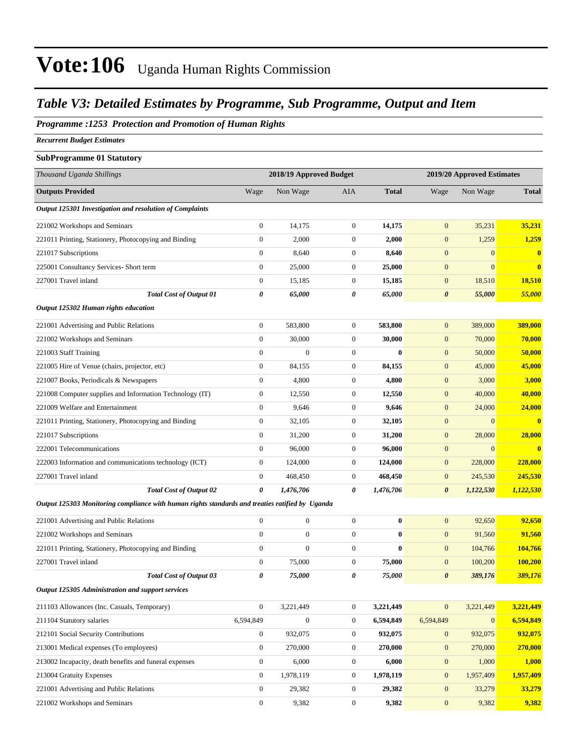# Vote:106 Uganda Human Rights Commission

## *Table V3: Detailed Estimates by Programme, Sub Programme, Output and Item*

### *Programme :1253 Protection and Promotion of Human Rights*

*Recurrent Budget Estimates*

**SubProgramme 01 Statutory**

| *Thousand Uganda Shillings* | 2018/19 Approved Budget | | | | 2019/20 Approved Estimates | | |
|---|---|---|---|---|---|---|---|
| **Outputs Provided** | Wage | Non Wage | AIA | **Total** | Wage | Non Wage | **Total** |
| ***Output 125301 Investigation and resolution of Complaints*** | | | | | | | |
| 221002 Workshops and Seminars | 0 | 14,175 | 0 | **14,175** | 0 | 35,231 | **35,231** |
| 221011 Printing, Stationery, Photocopying and Binding | 0 | 2,000 | 0 | **2,000** | 0 | 1,259 | **1,259** |
| 221017 Subscriptions | 0 | 8,640 | 0 | **8,640** | 0 | 0 | **0** |
| 225001 Consultancy Services- Short term | 0 | 25,000 | 0 | **25,000** | 0 | 0 | **0** |
| 227001 Travel inland | 0 | 15,185 | 0 | **15,185** | 0 | 18,510 | **18,510** |
| ***Total Cost of Output 01*** | ***0*** | ***65,000*** | ***0*** | ***65,000*** | ***0*** | ***55,000*** | ***55,000*** |
| ***Output 125302 Human rights education*** | | | | | | | |
| 221001 Advertising and Public Relations | 0 | 583,800 | 0 | **583,800** | 0 | 389,000 | **389,000** |
| 221002 Workshops and Seminars | 0 | 30,000 | 0 | **30,000** | 0 | 70,000 | **70,000** |
| 221003 Staff Training | 0 | 0 | 0 | **0** | 0 | 50,000 | **50,000** |
| 221005 Hire of Venue (chairs, projector, etc) | 0 | 84,155 | 0 | **84,155** | 0 | 45,000 | **45,000** |
| 221007 Books, Periodicals & Newspapers | 0 | 4,800 | 0 | **4,800** | 0 | 3,000 | **3,000** |
| 221008 Computer supplies and Information Technology (IT) | 0 | 12,550 | 0 | **12,550** | 0 | 40,000 | **40,000** |
| 221009 Welfare and Entertainment | 0 | 9,646 | 0 | **9,646** | 0 | 24,000 | **24,000** |
| 221011 Printing, Stationery, Photocopying and Binding | 0 | 32,105 | 0 | **32,105** | 0 | 0 | **0** |
| 221017 Subscriptions | 0 | 31,200 | 0 | **31,200** | 0 | 28,000 | **28,000** |
| 222001 Telecommunications | 0 | 96,000 | 0 | **96,000** | 0 | 0 | **0** |
| 222003 Information and communications technology (ICT) | 0 | 124,000 | 0 | **124,000** | 0 | 228,000 | **228,000** |
| 227001 Travel inland | 0 | 468,450 | 0 | **468,450** | 0 | 245,530 | **245,530** |
| ***Total Cost of Output 02*** | ***0*** | ***1,476,706*** | ***0*** | ***1,476,706*** | ***0*** | ***1,122,530*** | ***1,122,530*** |
| ***Output 125303 Monitoring compliance with human rights standards and treaties ratified by Uganda*** | | | | | | | |
| 221001 Advertising and Public Relations | 0 | 0 | 0 | **0** | 0 | 92,650 | **92,650** |
| 221002 Workshops and Seminars | 0 | 0 | 0 | **0** | 0 | 91,560 | **91,560** |
| 221011 Printing, Stationery, Photocopying and Binding | 0 | 0 | 0 | **0** | 0 | 104,766 | **104,766** |
| 227001 Travel inland | 0 | 75,000 | 0 | **75,000** | 0 | 100,200 | **100,200** |
| ***Total Cost of Output 03*** | ***0*** | ***75,000*** | ***0*** | ***75,000*** | ***0*** | ***389,176*** | ***389,176*** |
| ***Output 125305 Administration and support services*** | | | | | | | |
| 211103 Allowances (Inc. Casuals, Temporary) | 0 | 3,221,449 | 0 | **3,221,449** | 0 | 3,221,449 | **3,221,449** |
| 211104 Statutory salaries | 6,594,849 | 0 | 0 | **6,594,849** | 6,594,849 | 0 | **6,594,849** |
| 212101 Social Security Contributions | 0 | 932,075 | 0 | **932,075** | 0 | 932,075 | **932,075** |
| 213001 Medical expenses (To employees) | 0 | 270,000 | 0 | **270,000** | 0 | 270,000 | **270,000** |
| 213002 Incapacity, death benefits and funeral expenses | 0 | 6,000 | 0 | **6,000** | 0 | 1,000 | **1,000** |
| 213004 Gratuity Expenses | 0 | 1,978,119 | 0 | **1,978,119** | 0 | 1,957,409 | **1,957,409** |
| 221001 Advertising and Public Relations | 0 | 29,382 | 0 | **29,382** | 0 | 33,279 | **33,279** |
| 221002 Workshops and Seminars | 0 | 9,382 | 0 | **9,382** | 0 | 9,382 | **9,382** |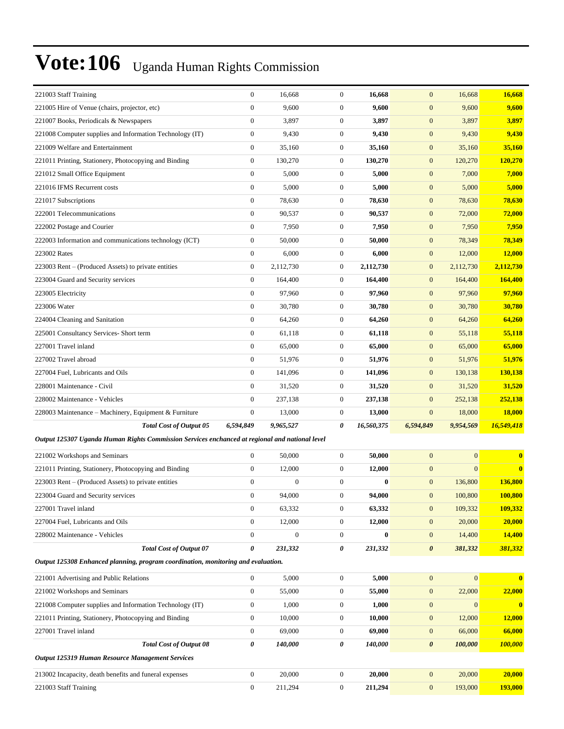# Vote:106 Uganda Human Rights Commission

| | | | | | | | |
|---|---|---|---|---|---|---|---|
| 221003 Staff Training | 0 | 16,668 | 0 | **16,668** | 0 | 16,668 | **16,668** |
| 221005 Hire of Venue (chairs, projector, etc) | 0 | 9,600 | 0 | **9,600** | 0 | 9,600 | **9,600** |
| 221007 Books, Periodicals & Newspapers | 0 | 3,897 | 0 | **3,897** | 0 | 3,897 | **3,897** |
| 221008 Computer supplies and Information Technology (IT) | 0 | 9,430 | 0 | **9,430** | 0 | 9,430 | **9,430** |
| 221009 Welfare and Entertainment | 0 | 35,160 | 0 | **35,160** | 0 | 35,160 | **35,160** |
| 221011 Printing, Stationery, Photocopying and Binding | 0 | 130,270 | 0 | **130,270** | 0 | 120,270 | **120,270** |
| 221012 Small Office Equipment | 0 | 5,000 | 0 | **5,000** | 0 | 7,000 | **7,000** |
| 221016 IFMS Recurrent costs | 0 | 5,000 | 0 | **5,000** | 0 | 5,000 | **5,000** |
| 221017 Subscriptions | 0 | 78,630 | 0 | **78,630** | 0 | 78,630 | **78,630** |
| 222001 Telecommunications | 0 | 90,537 | 0 | **90,537** | 0 | 72,000 | **72,000** |
| 222002 Postage and Courier | 0 | 7,950 | 0 | **7,950** | 0 | 7,950 | **7,950** |
| 222003 Information and communications technology (ICT) | 0 | 50,000 | 0 | **50,000** | 0 | 78,349 | **78,349** |
| 223002 Rates | 0 | 6,000 | 0 | **6,000** | 0 | 12,000 | **12,000** |
| 223003 Rent – (Produced Assets) to private entities | 0 | 2,112,730 | 0 | **2,112,730** | 0 | 2,112,730 | **2,112,730** |
| 223004 Guard and Security services | 0 | 164,400 | 0 | **164,400** | 0 | 164,400 | **164,400** |
| 223005 Electricity | 0 | 97,960 | 0 | **97,960** | 0 | 97,960 | **97,960** |
| 223006 Water | 0 | 30,780 | 0 | **30,780** | 0 | 30,780 | **30,780** |
| 224004 Cleaning and Sanitation | 0 | 64,260 | 0 | **64,260** | 0 | 64,260 | **64,260** |
| 225001 Consultancy Services- Short term | 0 | 61,118 | 0 | **61,118** | 0 | 55,118 | **55,118** |
| 227001 Travel inland | 0 | 65,000 | 0 | **65,000** | 0 | 65,000 | **65,000** |
| 227002 Travel abroad | 0 | 51,976 | 0 | **51,976** | 0 | 51,976 | **51,976** |
| 227004 Fuel, Lubricants and Oils | 0 | 141,096 | 0 | **141,096** | 0 | 130,138 | **130,138** |
| 228001 Maintenance - Civil | 0 | 31,520 | 0 | **31,520** | 0 | 31,520 | **31,520** |
| 228002 Maintenance - Vehicles | 0 | 237,138 | 0 | **237,138** | 0 | 252,138 | **252,138** |
| 228003 Maintenance – Machinery, Equipment & Furniture | 0 | 13,000 | 0 | **13,000** | 0 | 18,000 | **18,000** |
| ***Total Cost of Output 05*** | ***6,594,849*** | ***9,965,527*** | ***0*** | ***16,560,375*** | ***6,594,849*** | ***9,954,569*** | ***16,549,418*** |
| ***Output 125307 Uganda Human Rights Commission Services enchanced at regional and national level*** | | | | | | | |
| 221002 Workshops and Seminars | 0 | 50,000 | 0 | **50,000** | 0 | 0 | **0** |
| 221011 Printing, Stationery, Photocopying and Binding | 0 | 12,000 | 0 | **12,000** | 0 | 0 | **0** |
| 223003 Rent – (Produced Assets) to private entities | 0 | 0 | 0 | **0** | 0 | 136,800 | **136,800** |
| 223004 Guard and Security services | 0 | 94,000 | 0 | **94,000** | 0 | 100,800 | **100,800** |
| 227001 Travel inland | 0 | 63,332 | 0 | **63,332** | 0 | 109,332 | **109,332** |
| 227004 Fuel, Lubricants and Oils | 0 | 12,000 | 0 | **12,000** | 0 | 20,000 | **20,000** |
| 228002 Maintenance - Vehicles | 0 | 0 | 0 | **0** | 0 | 14,400 | **14,400** |
| ***Total Cost of Output 07*** | ***0*** | ***231,332*** | ***0*** | ***231,332*** | ***0*** | ***381,332*** | ***381,332*** |
| ***Output 125308 Enhanced planning, program coordination, monitoring and evaluation.*** | | | | | | | |
| 221001 Advertising and Public Relations | 0 | 5,000 | 0 | **5,000** | 0 | 0 | **0** |
| 221002 Workshops and Seminars | 0 | 55,000 | 0 | **55,000** | 0 | 22,000 | **22,000** |
| 221008 Computer supplies and Information Technology (IT) | 0 | 1,000 | 0 | **1,000** | 0 | 0 | **0** |
| 221011 Printing, Stationery, Photocopying and Binding | 0 | 10,000 | 0 | **10,000** | 0 | 12,000 | **12,000** |
| 227001 Travel inland | 0 | 69,000 | 0 | **69,000** | 0 | 66,000 | **66,000** |
| ***Total Cost of Output 08*** | ***0*** | ***140,000*** | ***0*** | ***140,000*** | ***0*** | ***100,000*** | ***100,000*** |
| ***Output 125319 Human Resource Management Services*** | | | | | | | |
| 213002 Incapacity, death benefits and funeral expenses | 0 | 20,000 | 0 | **20,000** | 0 | 20,000 | **20,000** |
| 221003 Staff Training | 0 | 211,294 | 0 | **211,294** | 0 | 193,000 | **193,000** |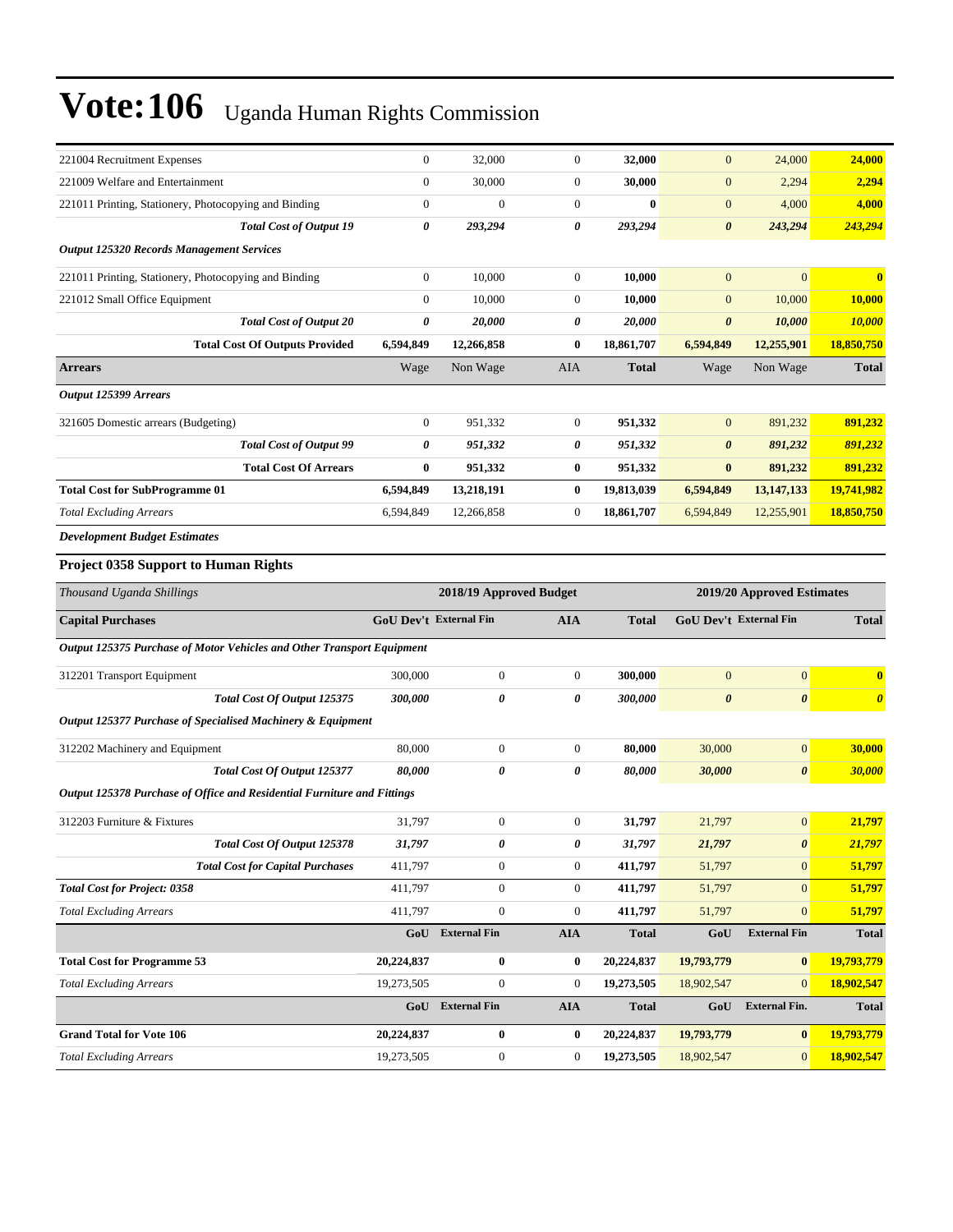# Vote:106 Uganda Human Rights Commission

| | | | | | | | |
|---|---|---|---|---|---|---|---|
| 221004 Recruitment Expenses | 0 | 32,000 | 0 | **32,000** | 0 | 24,000 | **24,000** |
| 221009 Welfare and Entertainment | 0 | 30,000 | 0 | **30,000** | 0 | 2,294 | **2,294** |
| 221011 Printing, Stationery, Photocopying and Binding | 0 | 0 | 0 | **0** | 0 | 4,000 | **4,000** |
| ***Total Cost of Output 19*** | ***0*** | ***293,294*** | ***0*** | ***293,294*** | ***0*** | ***243,294*** | ***243,294*** |
| ***Output 125320 Records Management Services*** | | | | | | | |
| 221011 Printing, Stationery, Photocopying and Binding | 0 | 10,000 | 0 | **10,000** | 0 | 0 | **0** |
| 221012 Small Office Equipment | 0 | 10,000 | 0 | **10,000** | 0 | 10,000 | **10,000** |
| ***Total Cost of Output 20*** | ***0*** | ***20,000*** | ***0*** | ***20,000*** | ***0*** | ***10,000*** | ***10,000*** |
| **Total Cost Of Outputs Provided** | **6,594,849** | **12,266,858** | **0** | **18,861,707** | **6,594,849** | **12,255,901** | **18,850,750** |
| **Arrears** | Wage | Non Wage | AIA | **Total** | Wage | Non Wage | **Total** |
| ***Output 125399 Arrears*** | | | | | | | |
| 321605 Domestic arrears (Budgeting) | 0 | 951,332 | 0 | **951,332** | 0 | 891,232 | **891,232** |
| ***Total Cost of Output 99*** | ***0*** | ***951,332*** | ***0*** | ***951,332*** | ***0*** | ***891,232*** | ***891,232*** |
| **Total Cost Of Arrears** | **0** | **951,332** | **0** | **951,332** | **0** | **891,232** | **891,232** |
| **Total Cost for SubProgramme 01** | **6,594,849** | **13,218,191** | **0** | **19,813,039** | **6,594,849** | **13,147,133** | **19,741,982** |
| *Total Excluding Arrears* | 6,594,849 | 12,266,858 | 0 | **18,861,707** | 6,594,849 | 12,255,901 | **18,850,750** |

***Development Budget Estimates***

### Project 0358 Support to Human Rights

| *Thousand Uganda Shillings* | 2018/19 Approved Budget | | | | 2019/20 Approved Estimates | | |
|---|---|---|---|---|---|---|---|
| **Capital Purchases** | **GoU Dev't** | **External Fin** | **AIA** | **Total** | **GoU Dev't** | **External Fin** | **Total** |
| ***Output 125375 Purchase of Motor Vehicles and Other Transport Equipment*** | | | | | | | |
| 312201 Transport Equipment | 300,000 | 0 | 0 | **300,000** | 0 | 0 | **0** |
| ***Total Cost Of Output 125375*** | ***300,000*** | ***0*** | ***0*** | ***300,000*** | ***0*** | ***0*** | ***0*** |
| ***Output 125377 Purchase of Specialised Machinery & Equipment*** | | | | | | | |
| 312202 Machinery and Equipment | 80,000 | 0 | 0 | **80,000** | 30,000 | 0 | **30,000** |
| ***Total Cost Of Output 125377*** | ***80,000*** | ***0*** | ***0*** | ***80,000*** | ***30,000*** | ***0*** | ***30,000*** |
| ***Output 125378 Purchase of Office and Residential Furniture and Fittings*** | | | | | | | |
| 312203 Furniture & Fixtures | 31,797 | 0 | 0 | **31,797** | 21,797 | 0 | **21,797** |
| ***Total Cost Of Output 125378*** | ***31,797*** | ***0*** | ***0*** | ***31,797*** | ***21,797*** | ***0*** | ***21,797*** |
| ***Total Cost for Capital Purchases*** | 411,797 | 0 | 0 | **411,797** | 51,797 | 0 | **51,797** |
| ***Total Cost for Project: 0358*** | 411,797 | 0 | 0 | **411,797** | 51,797 | 0 | **51,797** |
| *Total Excluding Arrears* | 411,797 | 0 | 0 | **411,797** | 51,797 | 0 | **51,797** |
| | **GoU** | **External Fin** | **AIA** | **Total** | **GoU** | **External Fin** | **Total** |
| **Total Cost for Programme 53** | **20,224,837** | **0** | **0** | **20,224,837** | **19,793,779** | **0** | **19,793,779** |
| *Total Excluding Arrears* | 19,273,505 | 0 | 0 | **19,273,505** | 18,902,547 | 0 | **18,902,547** |
| | **GoU** | **External Fin** | **AIA** | **Total** | **GoU** | **External Fin.** | **Total** |
| **Grand Total for Vote 106** | **20,224,837** | **0** | **0** | **20,224,837** | **19,793,779** | **0** | **19,793,779** |
| *Total Excluding Arrears* | 19,273,505 | 0 | 0 | **19,273,505** | 18,902,547 | 0 | **18,902,547** |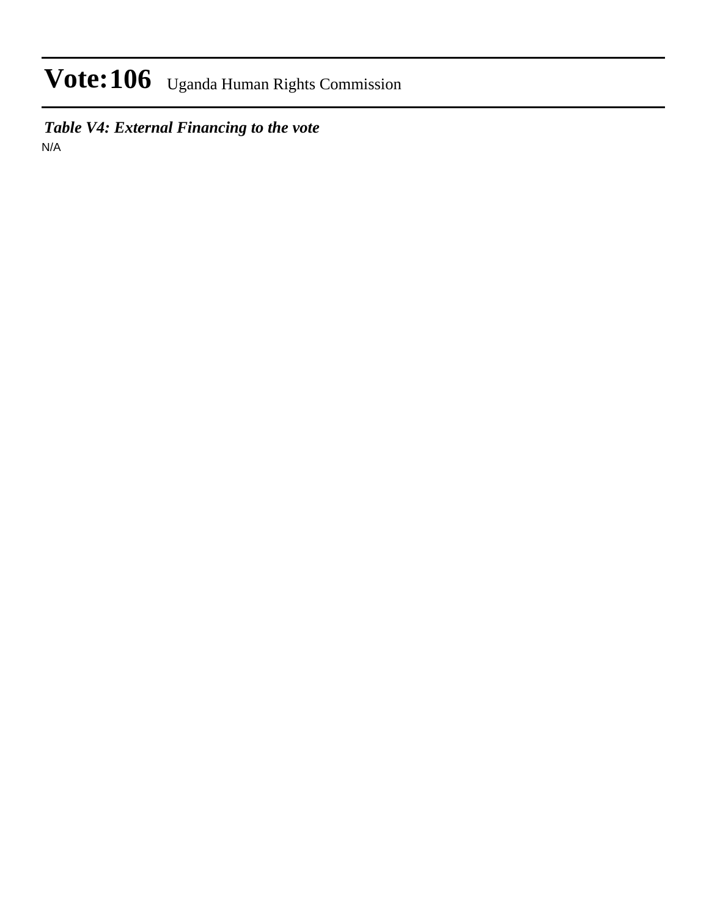# Vote:106 Uganda Human Rights Commission

***Table V4: External Financing to the vote***

N/A